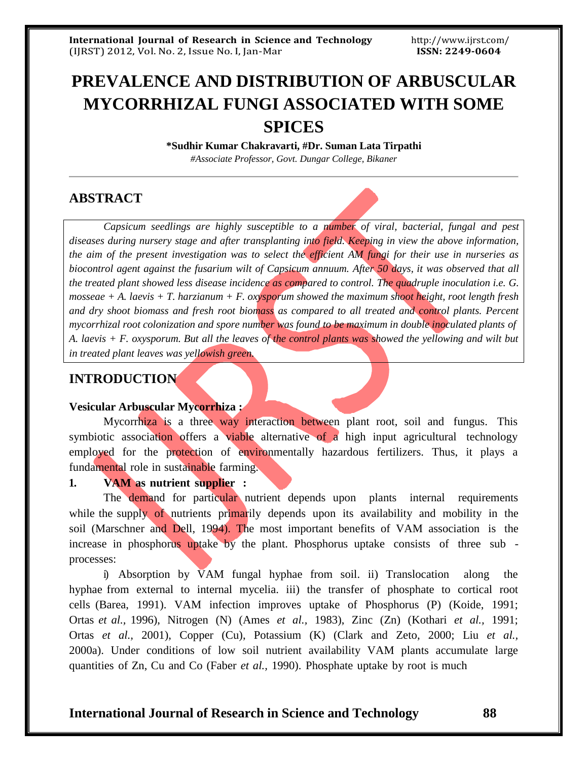# PREVALENCE AND DISTRIBUTION OF ARBUSCULAR MYCORRHIZAL FUNGI ASSOCIATED WITH SOME SPICES

**\*Sudhir Kumar Chakravarti, #Dr. Suman Lata Tirpathi**

*#Associate Professor, Govt. Dungar College, Bikaner*

## ABSTRACT

*Capsicum seedlings are highly susceptible to a number of viral, bacterial, fungal and pest diseases during nursery stage and after transplanting into field. Keeping in view the above information, the aim of the present investigation was to select the efficient AM fungi for their use in nurseries as biocontrol agent against the fusarium wilt of Capsicum annuum. After 50 days, it was observed that all the treated plant showed less disease incidence as compared to control. The quadruple inoculation i.e. G. mosseae + A. laevis + T. harzianum + F. oxysporum showed the maximum shoot height, root length fresh and dry shoot biomass and fresh root biomass as compared to all treated and control plants. Percent mycorrhizal root colonization and spore number was found to be maximum in double inoculated plants of A. laevis + F. oxysporum. But all the leaves of the control plants was showed the yellowing and wilt but in treated plant leaves was yellowish green.*

## INTRODUCTION

**Vesicular Arbuscular Mycorrhiza :**

Mycorrhiza is a three way interaction between plant root, soil and fungus. This symbiotic association offers a viable alternative of a high input agricultural technology employed for the protection of environmentally hazardous fertilizers. Thus, it plays a fundamental role in sustainable farming.

**1. VAM as nutrient supplier :**

The demand for particular nutrient depends upon plants internal requirements while the supply of nutrients primarily depends upon its availability and mobility in the soil (Marschner and Dell, 1994). The most important benefits of VAM association is the increase in phosphorus uptake by the plant. Phosphorus uptake consists of three sub - processes:

i) Absorption by VAM fungal hyphae from soil. ii) Translocation along the hyphae from external to internal mycelia. iii) the transfer of phosphate to cortical root cells (Barea, 1991). VAM infection improves uptake of Phosphorus (P) (Koide, 1991; Ortas *et al.,* 1996), Nitrogen (N) (Ames *et al.,* 1983), Zinc (Zn) (Kothari *et al.,* 1991; Ortas *et al.,* 2001), Copper (Cu), Potassium (K) (Clark and Zeto, 2000; Liu *et al.,* 2000a). Under conditions of low soil nutrient availability VAM plants accumulate large quantities of Zn, Cu and Co (Faber *et al.,* 1990). Phosphate uptake by root is much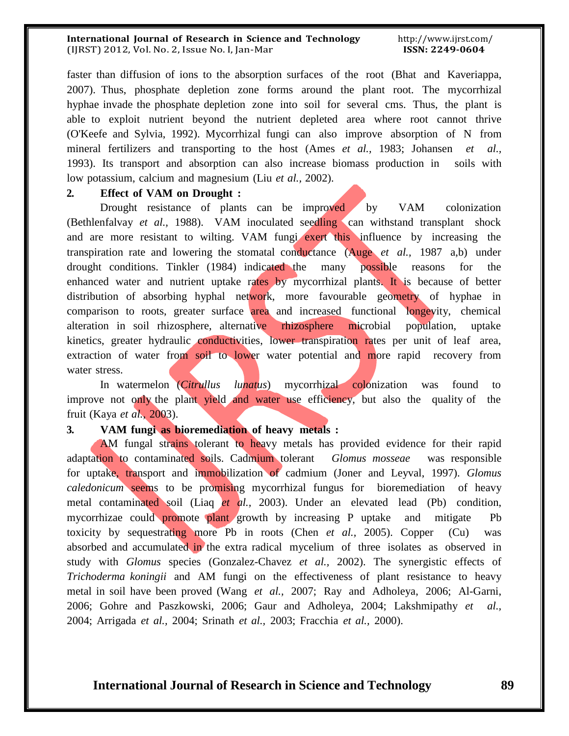faster than diffusion of ions to the absorption surfaces of the root (Bhat and Kaveriappa, 2007). Thus, phosphate depletion zone forms around the plant root. The mycorrhizal hyphae invade the phosphate depletion zone into soil for several cms. Thus, the plant is able to exploit nutrient beyond the nutrient depleted area where root cannot thrive (O'Keefe and Sylvia, 1992). Mycorrhizal fungi can also improve absorption of N from mineral fertilizers and transporting to the host (Ames *et al.*, 1983; Johansen *et al.*, 1993). Its transport and absorption can also increase biomass production in soils with low potassium, calcium and magnesium (Liu *et al.*, 2002).

**2. Effect of VAM on Drought :**

Drought resistance of plants can be improved by VAM colonization (Bethlenfalvay *et al.*, 1988). VAM inoculated seedling can withstand transplant shock and are more resistant to wilting. VAM fungi exert this influence by increasing the transpiration rate and lowering the stomatal conductance (Auge *et al.*, 1987 a,b) under drought conditions. Tinkler (1984) indicated the many possible reasons for the enhanced water and nutrient uptake rates by mycorrhizal plants. It is because of better distribution of absorbing hyphal network, more favourable geometry of hyphae in comparison to roots, greater surface area and increased functional longevity, chemical alteration in soil rhizosphere, alternative rhizosphere microbial population, uptake kinetics, greater hydraulic conductivities, lower transpiration rates per unit of leaf area, extraction of water from soil to lower water potential and more rapid recovery from water stress.

In watermelon (*Citrullus lunatus*) mycorrhizal colonization was found to improve not only the plant yield and water use efficiency, but also the quality of the fruit (Kaya *et al.*, 2003).

**3. VAM fungi as bioremediation of heavy metals :**

AM fungal strains tolerant to heavy metals has provided evidence for their rapid adaptation to contaminated soils. Cadmium tolerant *Glomus mosseae* was responsible for uptake, transport and immobilization of cadmium (Joner and Leyval, 1997). *Glomus caledonicum* seems to be promising mycorrhizal fungus for bioremediation of heavy metal contaminated soil (Liaq *et al.*, 2003). Under an elevated lead (Pb) condition, mycorrhizae could promote plant growth by increasing P uptake and mitigate Pb toxicity by sequestrating more Pb in roots (Chen *et al.*, 2005). Copper (Cu) was absorbed and accumulated in the extra radical mycelium of three isolates as observed in study with *Glomus* species (Gonzalez-Chavez *et al.*, 2002). The synergistic effects of *Trichoderma koningii* and AM fungi on the effectiveness of plant resistance to heavy metal in soil have been proved (Wang *et al.*, 2007; Ray and Adholeya, 2006; Al-Garni, 2006; Gohre and Paszkowski, 2006; Gaur and Adholeya, 2004; Lakshmipathy *et al.*, 2004; Arrigada *et al.*, 2004; Srinath *et al.*, 2003; Fracchia *et al.*, 2000).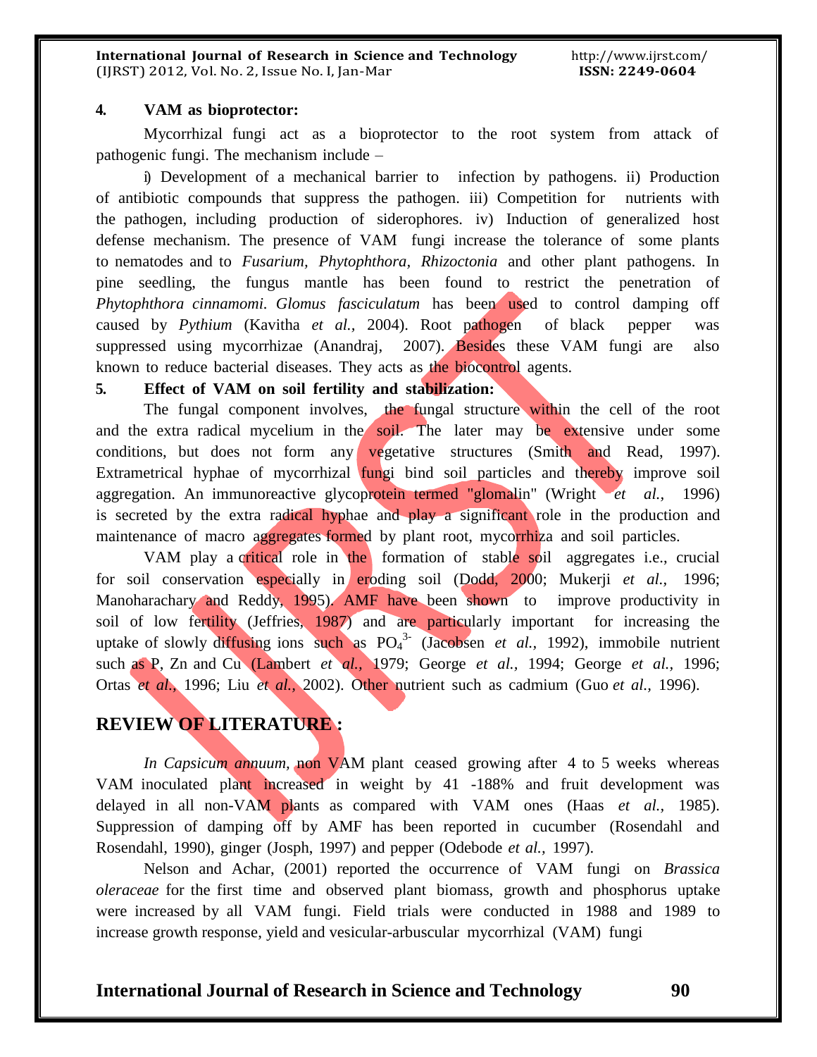**4. VAM as bioprotector:**

Mycorrhizal fungi act as a bioprotector to the root system from attack of pathogenic fungi. The mechanism include –

i) Development of a mechanical barrier to infection by pathogens. ii) Production of antibiotic compounds that suppress the pathogen. iii) Competition for nutrients with the pathogen, including production of siderophores. iv) Induction of generalized host defense mechanism. The presence of VAM fungi increase the tolerance of some plants to nematodes and to *Fusarium, Phytophthora, Rhizoctonia* and other plant pathogens. In pine seedling, the fungus mantle has been found to restrict the penetration of *Phytophthora cinnamomi*. *Glomus fasciculatum* has been used to control damping off caused by *Pythium* (Kavitha *et al.,* 2004). Root pathogen of black pepper was suppressed using mycorrhizae (Anandraj, 2007). Besides these VAM fungi are also known to reduce bacterial diseases. They acts as the biocontrol agents.

**5. Effect of VAM on soil fertility and stabilization:**

The fungal component involves, the fungal structure within the cell of the root and the extra radical mycelium in the soil. The later may be extensive under some conditions, but does not form any vegetative structures (Smith and Read, 1997). Extrametrical hyphae of mycorrhizal fungi bind soil particles and thereby improve soil aggregation. An immunoreactive glycoprotein termed "glomalin" (Wright *et al.,* 1996) is secreted by the extra radical hyphae and play a significant role in the production and maintenance of macro aggregates formed by plant root, mycorrhiza and soil particles.

VAM play a critical role in the formation of stable soil aggregates i.e., crucial for soil conservation especially in eroding soil (Dodd, 2000; Mukerji *et al.,* 1996; Manoharachary and Reddy, 1995). AMF have been shown to improve productivity in soil of low fertility (Jeffries, 1987) and are particularly important for increasing the uptake of slowly diffusing ions such as $PO_4^{3-}$ (Jacobsen *et al.,* 1992), immobile nutrient such as P, Zn and Cu (Lambert *et al.,* 1979; George *et al.,* 1994; George *et al.,* 1996; Ortas *et al.,* 1996; Liu *et al.,* 2002). Other nutrient such as cadmium (Guo *et al.,* 1996).

## REVIEW OF LITERATURE :

*In Capsicum annuum*, non VAM plant ceased growing after 4 to 5 weeks whereas VAM inoculated plant increased in weight by 41 -188% and fruit development was delayed in all non-VAM plants as compared with VAM ones (Haas *et al.,* 1985). Suppression of damping off by AMF has been reported in cucumber (Rosendahl and Rosendahl, 1990), ginger (Josph, 1997) and pepper (Odebode *et al.,* 1997).

Nelson and Achar, (2001) reported the occurrence of VAM fungi on *Brassica oleraceae* for the first time and observed plant biomass, growth and phosphorus uptake were increased by all VAM fungi. Field trials were conducted in 1988 and 1989 to increase growth response, yield and vesicular-arbuscular mycorrhizal (VAM) fungi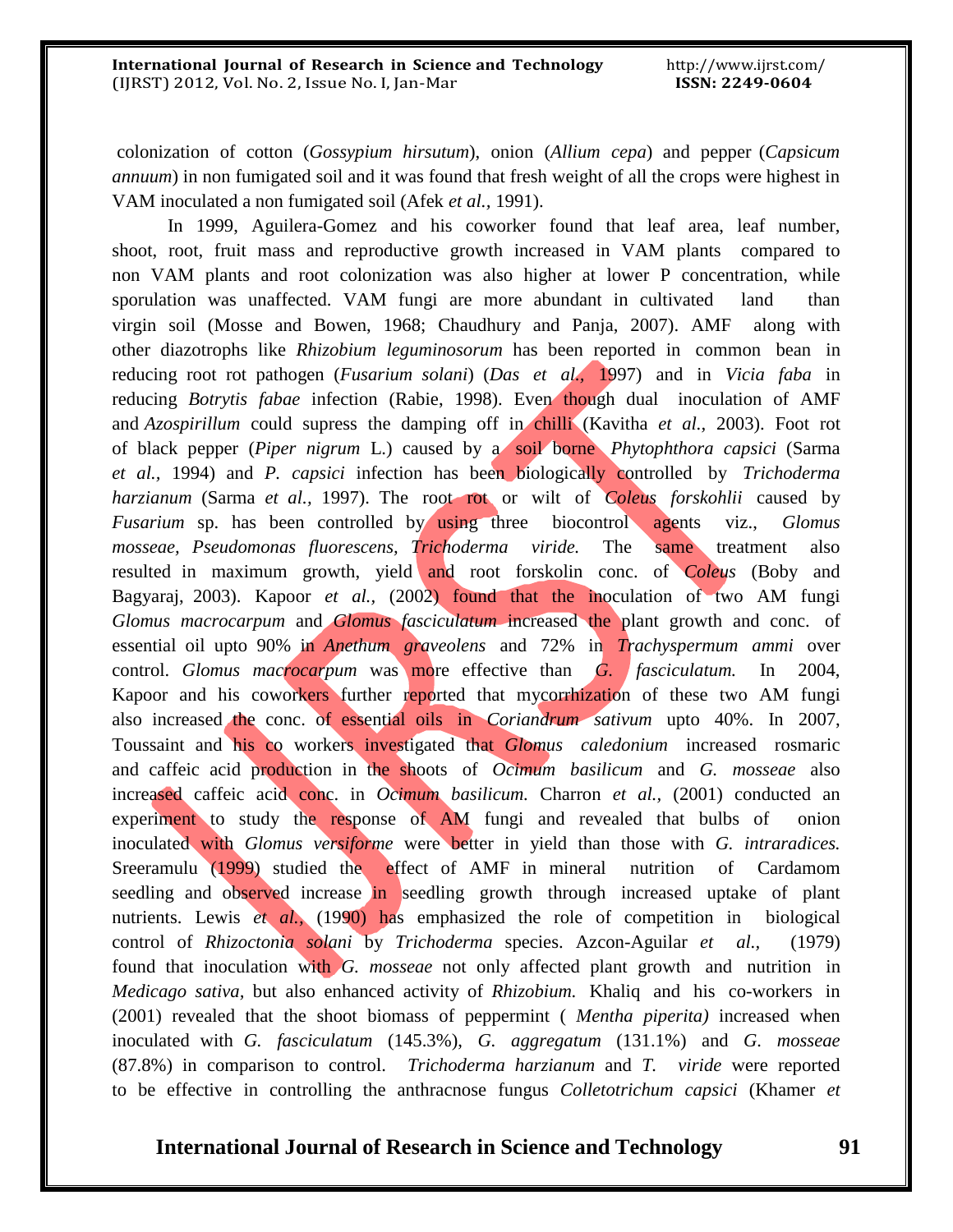colonization of cotton (*Gossypium hirsutum*), onion (*Allium cepa*) and pepper (*Capsicum annuum*) in non fumigated soil and it was found that fresh weight of all the crops were highest in VAM inoculated a non fumigated soil (Afek *et al.,* 1991).

In 1999, Aguilera-Gomez and his coworker found that leaf area, leaf number, shoot, root, fruit mass and reproductive growth increased in VAM plants compared to non VAM plants and root colonization was also higher at lower P concentration, while sporulation was unaffected. VAM fungi are more abundant in cultivated land than virgin soil (Mosse and Bowen, 1968; Chaudhury and Panja, 2007). AMF along with other diazotrophs like *Rhizobium leguminosorum* has been reported in common bean in reducing root rot pathogen (*Fusarium solani*) (*Das et al.,* 1997) and in *Vicia faba* in reducing *Botrytis fabae* infection (Rabie, 1998). Even though dual inoculation of AMF and *Azospirillum* could supress the damping off in chilli (Kavitha *et al.,* 2003). Foot rot of black pepper (*Piper nigrum* L.) caused by a soil borne *Phytophthora capsici* (Sarma *et al.,* 1994) and *P. capsici* infection has been biologically controlled by *Trichoderma harzianum* (Sarma *et al.,* 1997). The root rot or wilt of *Coleus forskohlii* caused by *Fusarium* sp. has been controlled by using three biocontrol agents viz., *Glomus mosseae, Pseudomonas fluorescens, Trichoderma viride.* The same treatment also resulted in maximum growth, yield and root forskolin conc. of *Coleus* (Boby and Bagyaraj, 2003). Kapoor *et al.,* (2002) found that the inoculation of two AM fungi *Glomus macrocarpum* and *Glomus fasciculatum* increased the plant growth and conc. of essential oil upto 90% in *Anethum graveolens* and 72% in *Trachyspermum ammi* over control. *Glomus macrocarpum* was more effective than *G. fasciculatum.* In 2004, Kapoor and his coworkers further reported that mycorrhization of these two AM fungi also increased the conc. of essential oils in *Coriandrum sativum* upto 40%. In 2007, Toussaint and his co workers investigated that *Glomus caledonium* increased rosmaric and caffeic acid production in the shoots of *Ocimum basilicum* and *G. mosseae* also increased caffeic acid conc. in *Ocimum basilicum.* Charron *et al.,* (2001) conducted an experiment to study the response of AM fungi and revealed that bulbs of onion inoculated with *Glomus versiforme* were better in yield than those with *G. intraradices.* Sreeramulu (1999) studied the effect of AMF in mineral nutrition of Cardamom seedling and observed increase in seedling growth through increased uptake of plant nutrients. Lewis *et al.,* (1990) has emphasized the role of competition in biological control of *Rhizoctonia solani* by *Trichoderma* species. Azcon-Aguilar *et al.,* (1979) found that inoculation with *G. mosseae* not only affected plant growth and nutrition in *Medicago sativa,* but also enhanced activity of *Rhizobium.* Khaliq and his co-workers in (2001) revealed that the shoot biomass of peppermint ( *Mentha piperita)* increased when inoculated with *G. fasciculatum* (145.3%), *G. aggregatum* (131.1%) and *G. mosseae* (87.8%) in comparison to control. *Trichoderma harzianum* and *T. viride* were reported to be effective in controlling the anthracnose fungus *Colletotrichum capsici* (Khamer *et*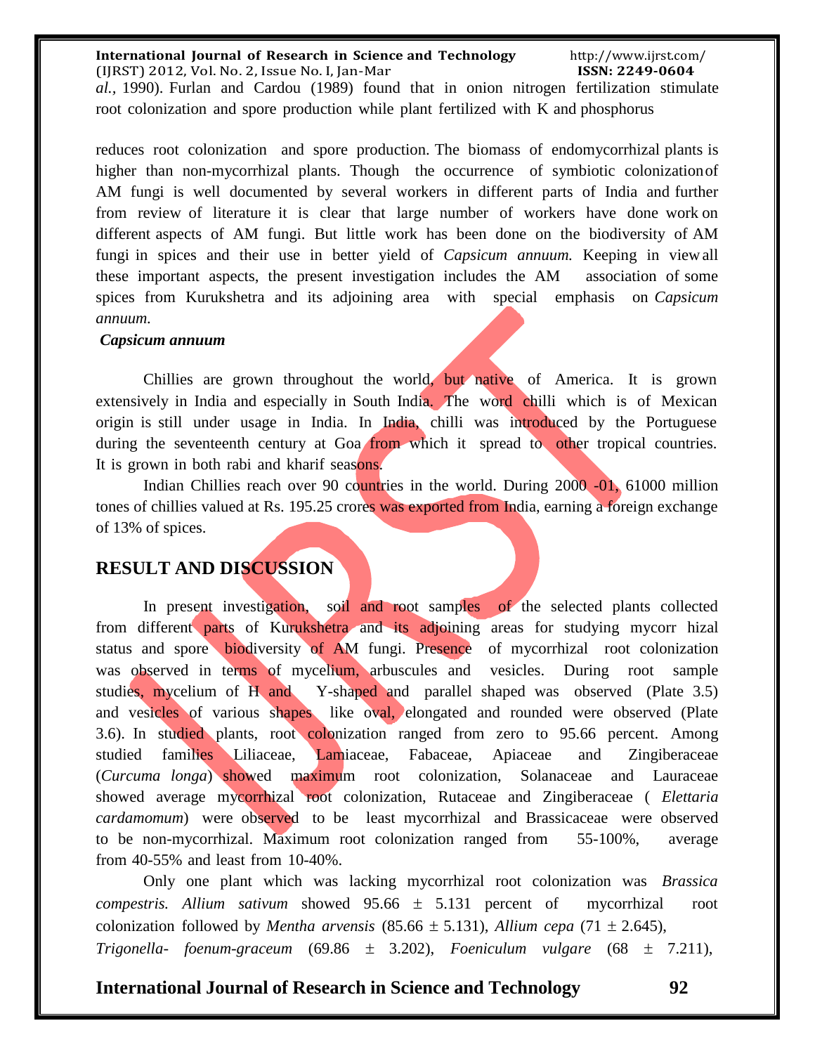*al.*, 1990). Furlan and Cardou (1989) found that in onion nitrogen fertilization stimulate root colonization and spore production while plant fertilized with K and phosphorus

reduces root colonization and spore production. The biomass of endomycorrhizal plants is higher than non-mycorrhizal plants. Though the occurrence of symbiotic colonization of AM fungi is well documented by several workers in different parts of India and further from review of literature it is clear that large number of workers have done work on different aspects of AM fungi. But little work has been done on the biodiversity of AM fungi in spices and their use in better yield of *Capsicum annuum.* Keeping in view all these important aspects, the present investigation includes the AM association of some spices from Kurukshetra and its adjoining area with special emphasis on *Capsicum annuum.*

***Capsicum annuum***

Chillies are grown throughout the world, but native of America. It is grown extensively in India and especially in South India. The word chilli which is of Mexican origin is still under usage in India. In India, chilli was introduced by the Portuguese during the seventeenth century at Goa from which it spread to other tropical countries. It is grown in both rabi and kharif seasons.

Indian Chillies reach over 90 countries in the world. During 2000 -01, 61000 million tones of chillies valued at Rs. 195.25 crores was exported from India, earning a foreign exchange of 13% of spices.

## RESULT AND DISCUSSION

In present investigation, soil and root samples of the selected plants collected from different parts of Kurukshetra and its adjoining areas for studying mycorr hizal status and spore biodiversity of AM fungi. Presence of mycorrhizal root colonization was observed in terms of mycelium, arbuscules and vesicles. During root sample studies, mycelium of H and Y-shaped and parallel shaped was observed (Plate 3.5) and vesicles of various shapes like oval, elongated and rounded were observed (Plate 3.6). In studied plants, root colonization ranged from zero to 95.66 percent. Among studied families Liliaceae, Lamiaceae, Fabaceae, Apiaceae and Zingiberaceae (*Curcuma longa*) showed maximum root colonization, Solanaceae and Lauraceae showed average mycorrhizal root colonization, Rutaceae and Zingiberaceae ( *Elettaria cardamomum*) were observed to be least mycorrhizal and Brassicaceae were observed to be non-mycorrhizal. Maximum root colonization ranged from 55-100%, average from 40-55% and least from 10-40%.

Only one plant which was lacking mycorrhizal root colonization was *Brassica compestris. Allium sativum* showed 95.66 $\pm$ 5.131 percent of mycorrhizal root colonization followed by *Mentha arvensis* (85.66 $\pm$ 5.131), *Allium cepa* (71 $\pm$ 2.645), *Trigonella- foenum-graceum* (69.86 $\pm$ 3.202), *Foeniculum vulgare* (68 $\pm$ 7.211),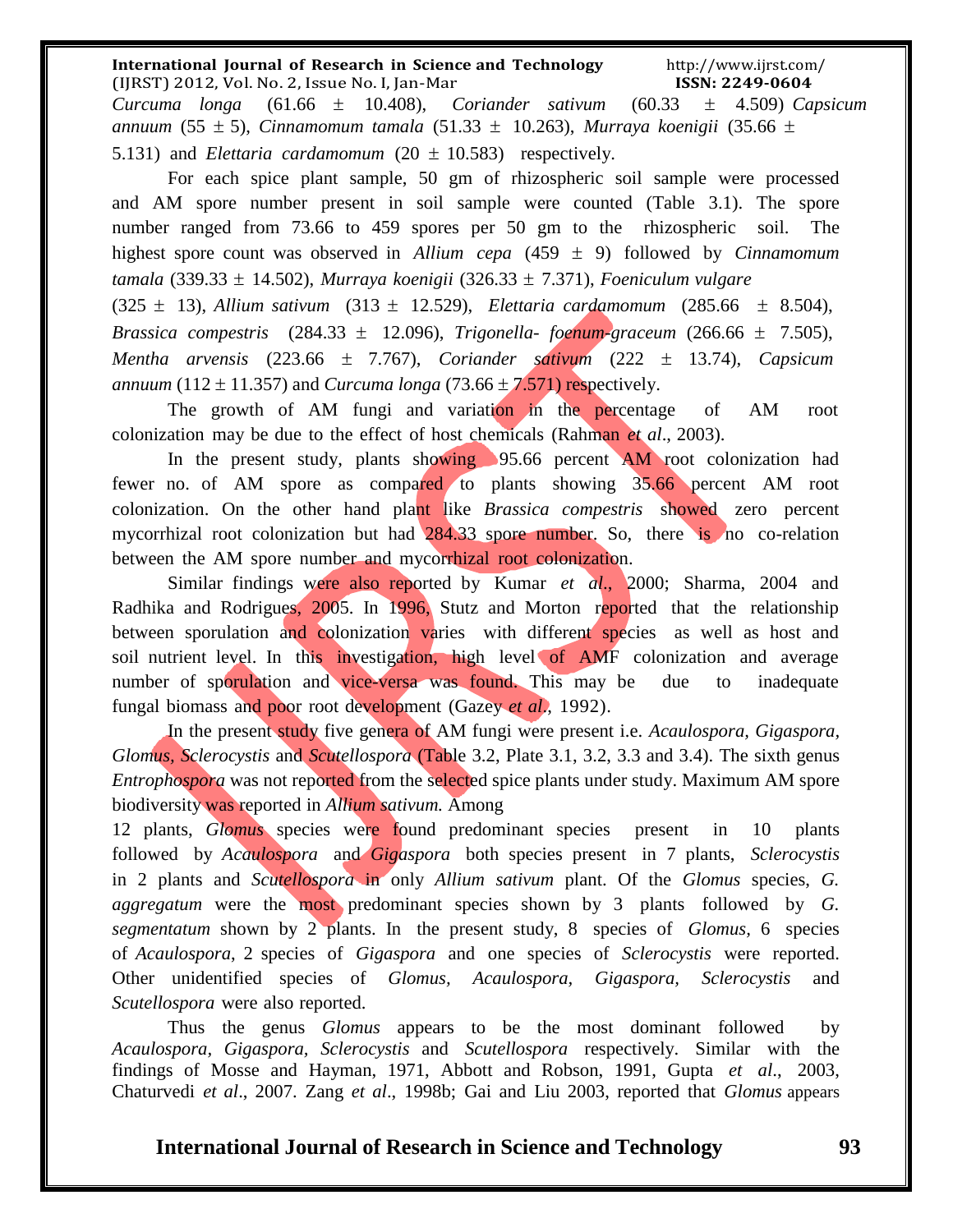*Curcuma longa* (61.66 ± 10.408), *Coriander sativum* (60.33 ± 4.509) *Capsicum annuum* (55 ± 5), *Cinnamomum tamala* (51.33 ± 10.263), *Murraya koenigii* (35.66 ± 5.131) and *Elettaria cardamomum* (20 ± 10.583) respectively.

For each spice plant sample, 50 gm of rhizospheric soil sample were processed and AM spore number present in soil sample were counted (Table 3.1). The spore number ranged from 73.66 to 459 spores per 50 gm to the rhizospheric soil. The highest spore count was observed in *Allium cepa* (459 ± 9) followed by *Cinnamomum tamala* (339.33 ± 14.502), *Murraya koenigii* (326.33 ± 7.371), *Foeniculum vulgare* (325 ± 13), *Allium sativum* (313 ± 12.529), *Elettaria cardamomum* (285.66 ± 8.504), *Brassica compestris* (284.33 ± 12.096), *Trigonella- foenum-graceum* (266.66 ± 7.505), *Mentha arvensis* (223.66 ± 7.767), *Coriander sativum* (222 ± 13.74), *Capsicum annuum* (112 ± 11.357) and *Curcuma longa* (73.66 ± 7.571) respectively.

The growth of AM fungi and variation in the percentage of AM root colonization may be due to the effect of host chemicals (Rahman *et al*., 2003).

In the present study, plants showing 95.66 percent AM root colonization had fewer no. of AM spore as compared to plants showing 35.66 percent AM root colonization. On the other hand plant like *Brassica compestris* showed zero percent mycorrhizal root colonization but had 284.33 spore number. So, there is no co-relation between the AM spore number and mycorrhizal root colonization.

Similar findings were also reported by Kumar *et al*., 2000; Sharma, 2004 and Radhika and Rodrigues, 2005. In 1996, Stutz and Morton reported that the relationship between sporulation and colonization varies with different species as well as host and soil nutrient level. In this investigation, high level of AMF colonization and average number of sporulation and vice-versa was found. This may be due to inadequate fungal biomass and poor root development (Gazey *et al*., 1992).

In the present study five genera of AM fungi were present i.e. *Acaulospora*, *Gigaspora*, *Glomus*, *Sclerocystis* and *Scutellospora* (Table 3.2, Plate 3.1, 3.2, 3.3 and 3.4). The sixth genus *Entrophospora* was not reported from the selected spice plants under study. Maximum AM spore biodiversity was reported in *Allium sativum.* Among 12 plants, *Glomus* species were found predominant species present in 10 plants followed by *Acaulospora* and *Gigaspora* both species present in 7 plants, *Sclerocystis* in 2 plants and *Scutellospora* in only *Allium sativum* plant. Of the *Glomus* species, *G. aggregatum* were the most predominant species shown by 3 plants followed by *G. segmentatum* shown by 2 plants. In the present study, 8 species of *Glomus*, 6 species of *Acaulospora*, 2 species of *Gigaspora* and one species of *Sclerocystis* were reported. Other unidentified species of *Glomus*, *Acaulospora*, *Gigaspora*, *Sclerocystis* and *Scutellospora* were also reported.

Thus the genus *Glomus* appears to be the most dominant followed by *Acaulospora*, *Gigaspora*, *Sclerocystis* and *Scutellospora* respectively. Similar with the findings of Mosse and Hayman, 1971, Abbott and Robson, 1991, Gupta *et al*., 2003, Chaturvedi *et al*., 2007. Zang *et al*., 1998b; Gai and Liu 2003, reported that *Glomus* appears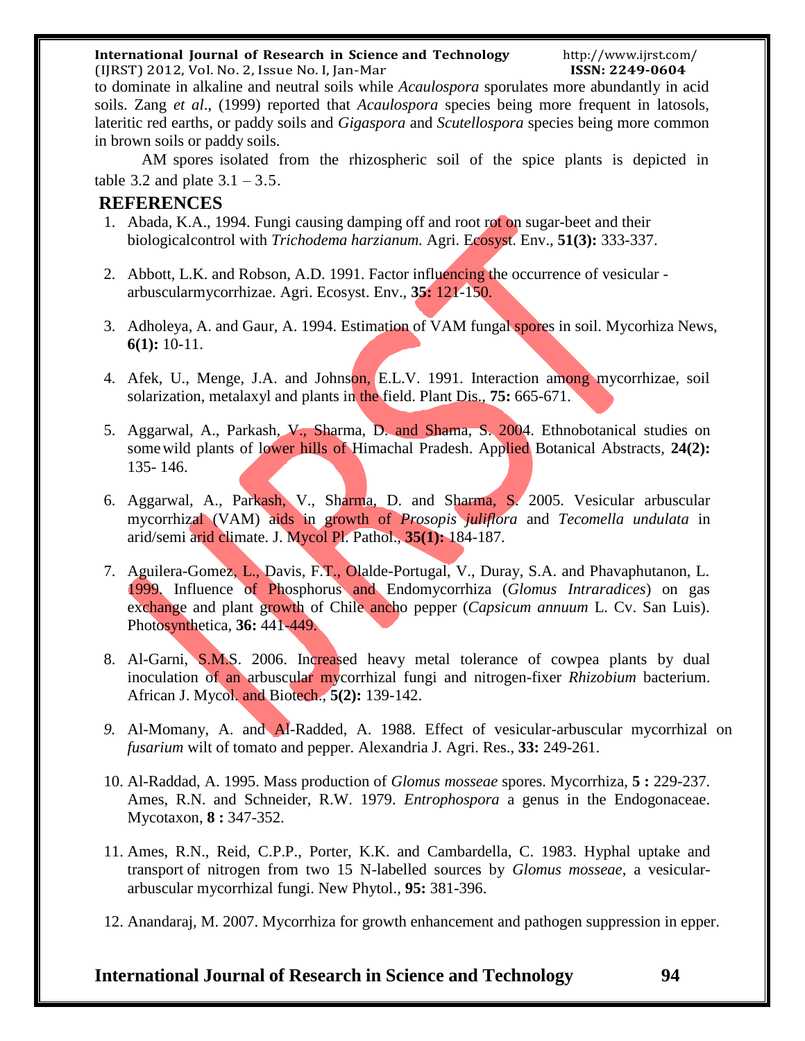to dominate in alkaline and neutral soils while *Acaulospora* sporulates more abundantly in acid soils. Zang *et al*., (1999) reported that *Acaulospora* species being more frequent in latosols, lateritic red earths, or paddy soils and *Gigaspora* and *Scutellospora* species being more common in brown soils or paddy soils.

AM spores isolated from the rhizospheric soil of the spice plants is depicted in table 3.2 and plate 3.1 – 3.5.

## REFERENCES

1. Abada, K.A., 1994. Fungi causing damping off and root rot on sugar-beet and their biologicalcontrol with *Trichodema harzianum*. Agri. Ecosyst. Env., **51(3):** 333-337.

2. Abbott, L.K. and Robson, A.D. 1991. Factor influencing the occurrence of vesicular - arbuscularmycorrhizae. Agri. Ecosyst. Env., **35:** 121-150.

3. Adholeya, A. and Gaur, A. 1994. Estimation of VAM fungal spores in soil. Mycorhiza News, **6(1):** 10-11.

4. Afek, U., Menge, J.A. and Johnson, E.L.V. 1991. Interaction among mycorrhizae, soil solarization, metalaxyl and plants in the field. Plant Dis., **75:** 665-671.

5. Aggarwal, A., Parkash, V., Sharma, D. and Shama, S. 2004. Ethnobotanical studies on some wild plants of lower hills of Himachal Pradesh. Applied Botanical Abstracts, **24(2):** 135- 146.

6. Aggarwal, A., Parkash, V., Sharma, D. and Sharma, S. 2005. Vesicular arbuscular mycorrhizal (VAM) aids in growth of *Prosopis juliflora* and *Tecomella undulata* in arid/semi arid climate. J. Mycol Pl. Pathol., **35(1):** 184-187.

7. Aguilera-Gomez, L., Davis, F.T., Olalde-Portugal, V., Duray, S.A. and Phavaphutanon, L. 1999. Influence of Phosphorus and Endomycorrhiza (*Glomus Intraradices*) on gas exchange and plant growth of Chile ancho pepper (*Capsicum annuum* L. Cv. San Luis). Photosynthetica, **36:** 441-449.

8. Al-Garni, S.M.S. 2006. Increased heavy metal tolerance of cowpea plants by dual inoculation of an arbuscular mycorrhizal fungi and nitrogen-fixer *Rhizobium* bacterium. African J. Mycol. and Biotech., **5(2):** 139-142.

9. Al-Momany, A. and Al-Radded, A. 1988. Effect of vesicular-arbuscular mycorrhizal on *fusarium* wilt of tomato and pepper. Alexandria J. Agri. Res., **33:** 249-261.

10. Al-Raddad, A. 1995. Mass production of *Glomus mosseae* spores. Mycorrhiza, **5 :** 229-237. Ames, R.N. and Schneider, R.W. 1979. *Entrophospora* a genus in the Endogonaceae. Mycotaxon, **8 :** 347-352.

11. Ames, R.N., Reid, C.P.P., Porter, K.K. and Cambardella, C. 1983. Hyphal uptake and transport of nitrogen from two 15 N-labelled sources by *Glomus mosseae*, a vesicular-arbuscular mycorrhizal fungi. New Phytol., **95:** 381-396.

12. Anandaraj, M. 2007. Mycorrhiza for growth enhancement and pathogen suppression in epper.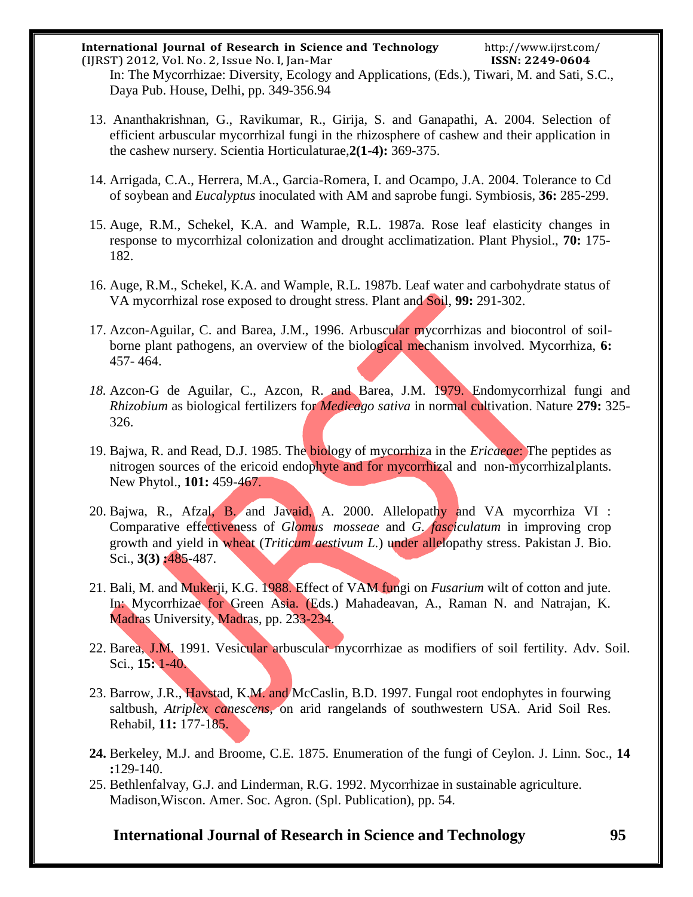In: The Mycorrhizae: Diversity, Ecology and Applications, (Eds.), Tiwari, M. and Sati, S.C., Daya Pub. House, Delhi, pp. 349-356.94

13. Ananthakrishnan, G., Ravikumar, R., Girija, S. and Ganapathi, A. 2004. Selection of efficient arbuscular mycorrhizal fungi in the rhizosphere of cashew and their application in the cashew nursery. Scientia Horticulaturae,**2(1-4):** 369-375.

14. Arrigada, C.A., Herrera, M.A., Garcia-Romera, I. and Ocampo, J.A. 2004. Tolerance to Cd of soybean and *Eucalyptus* inoculated with AM and saprobe fungi. Symbiosis, **36:** 285-299.

15. Auge, R.M., Schekel, K.A. and Wample, R.L. 1987a. Rose leaf elasticity changes in response to mycorrhizal colonization and drought acclimatization. Plant Physiol., **70:** 175-182.

16. Auge, R.M., Schekel, K.A. and Wample, R.L. 1987b. Leaf water and carbohydrate status of VA mycorrhizal rose exposed to drought stress. Plant and Soil, **99:** 291-302.

17. Azcon-Aguilar, C. and Barea, J.M., 1996. Arbuscular mycorrhizas and biocontrol of soil-borne plant pathogens, an overview of the biological mechanism involved. Mycorrhiza, **6:** 457- 464.

18. Azcon-G de Aguilar, C., Azcon, R. and Barea, J.M. 1979. Endomycorrhizal fungi and *Rhizobium* as biological fertilizers for *Medicago sativa* in normal cultivation. Nature **279:** 325-326.

19. Bajwa, R. and Read, D.J. 1985. The biology of mycorrhiza in the *Ericaeae*: The peptides as nitrogen sources of the ericoid endophyte and for mycorrhizal and non-mycorrhizalplants. New Phytol., **101:** 459-467.

20. Bajwa, R., Afzal, B. and Javaid, A. 2000. Allelopathy and VA mycorrhiza VI : Comparative effectiveness of *Glomus mosseae* and *G. fasciculatum* in improving crop growth and yield in wheat (*Triticum aestivum L.*) under allelopathy stress. Pakistan J. Bio. Sci., **3(3) :**485-487.

21. Bali, M. and Mukerji, K.G. 1988. Effect of VAM fungi on *Fusarium* wilt of cotton and jute. In: Mycorrhizae for Green Asia. (Eds.) Mahadeavan, A., Raman N. and Natrajan, K. Madras University, Madras, pp. 233-234.

22. Barea, J.M. 1991. Vesicular arbuscular mycorrhizae as modifiers of soil fertility. Adv. Soil. Sci., **15:** 1-40.

23. Barrow, J.R., Havstad, K.M. and McCaslin, B.D. 1997. Fungal root endophytes in fourwing saltbush, *Atriplex canescens*, on arid rangelands of southwestern USA. Arid Soil Res. Rehabil, **11:** 177-185.

24. Berkeley, M.J. and Broome, C.E. 1875. Enumeration of the fungi of Ceylon. J. Linn. Soc., **14 :**129-140.

25. Bethlenfalvay, G.J. and Linderman, R.G. 1992. Mycorrhizae in sustainable agriculture. Madison,Wiscon. Amer. Soc. Agron. (Spl. Publication), pp. 54.